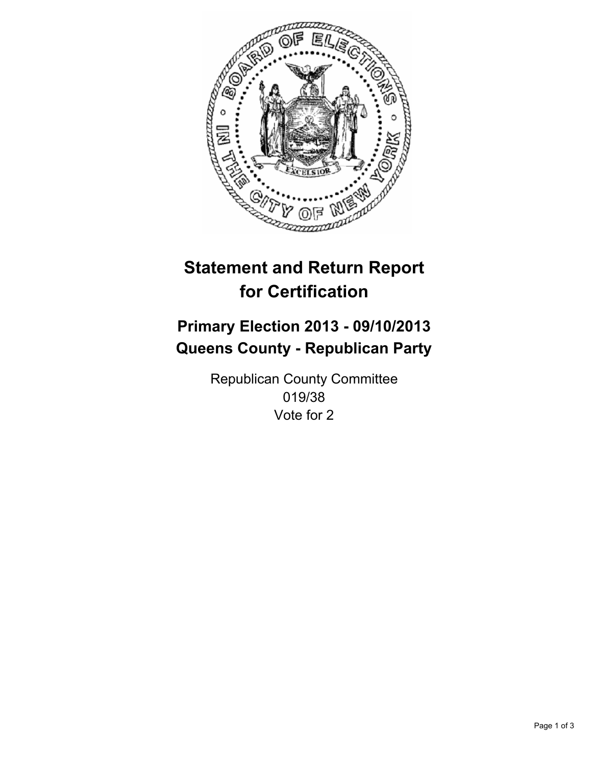# Statement and Return Report for Certification

## Primary Election 2013 - 09/10/2013
## Queens County - Republican Party

Republican County Committee
019/38
Vote for 2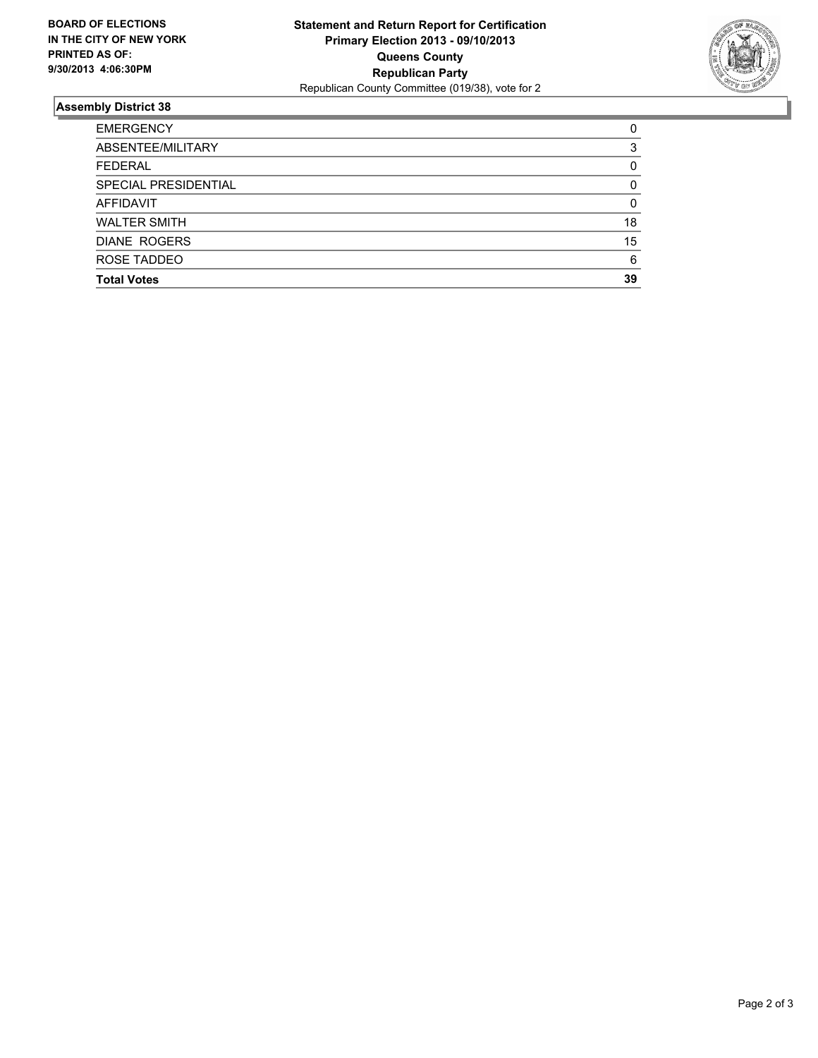**BOARD OF ELECTIONS IN THE CITY OF NEW YORK PRINTED AS OF: 9/30/2013 4:06:30PM**

**Statement and Return Report for Certification**
**Primary Election 2013 - 09/10/2013**
**Queens County**
**Republican Party**
Republican County Committee (019/38), vote for 2

## Assembly District 38

| | |
|---|---|
| EMERGENCY | 0 |
| ABSENTEE/MILITARY | 3 |
| FEDERAL | 0 |
| SPECIAL PRESIDENTIAL | 0 |
| AFFIDAVIT | 0 |
| WALTER SMITH | 18 |
| DIANE ROGERS | 15 |
| ROSE TADDEO | 6 |
| **Total Votes** | **39** |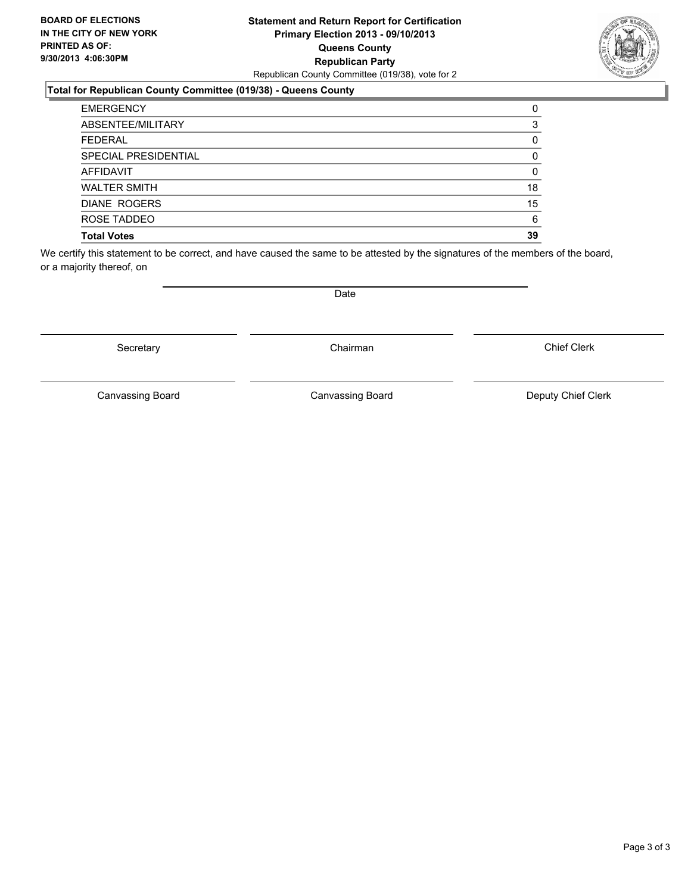**BOARD OF ELECTIONS IN THE CITY OF NEW YORK PRINTED AS OF: 9/30/2013 4:06:30PM**

**Statement and Return Report for Certification**
**Primary Election 2013 - 09/10/2013**
**Queens County**
**Republican Party**
Republican County Committee (019/38), vote for 2

**Total for Republican County Committee (019/38) - Queens County**

| | |
|---|---|
| EMERGENCY | 0 |
| ABSENTEE/MILITARY | 3 |
| FEDERAL | 0 |
| SPECIAL PRESIDENTIAL | 0 |
| AFFIDAVIT | 0 |
| WALTER SMITH | 18 |
| DIANE ROGERS | 15 |
| ROSE TADDEO | 6 |
| **Total Votes** | **39** |

We certify this statement to be correct, and have caused the same to be attested by the signatures of the members of the board, or a majority thereof, on

Date

Secretary

Chairman

Chief Clerk

Canvassing Board

Canvassing Board

Deputy Chief Clerk